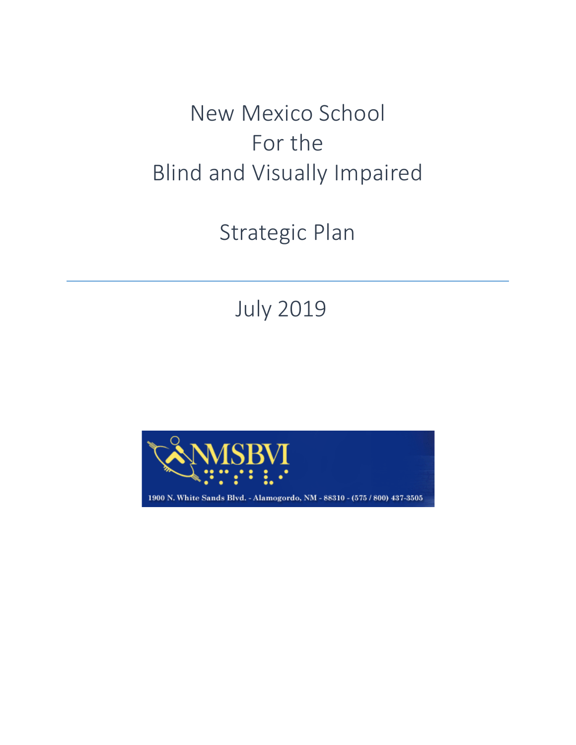# New Mexico School For the Blind and Visually Impaired

# Strategic Plan

---

July 2019

NMSBVI

1900 N. White Sands Blvd. - Alamogordo, NM - 88310 - (575 / 800) 437-3505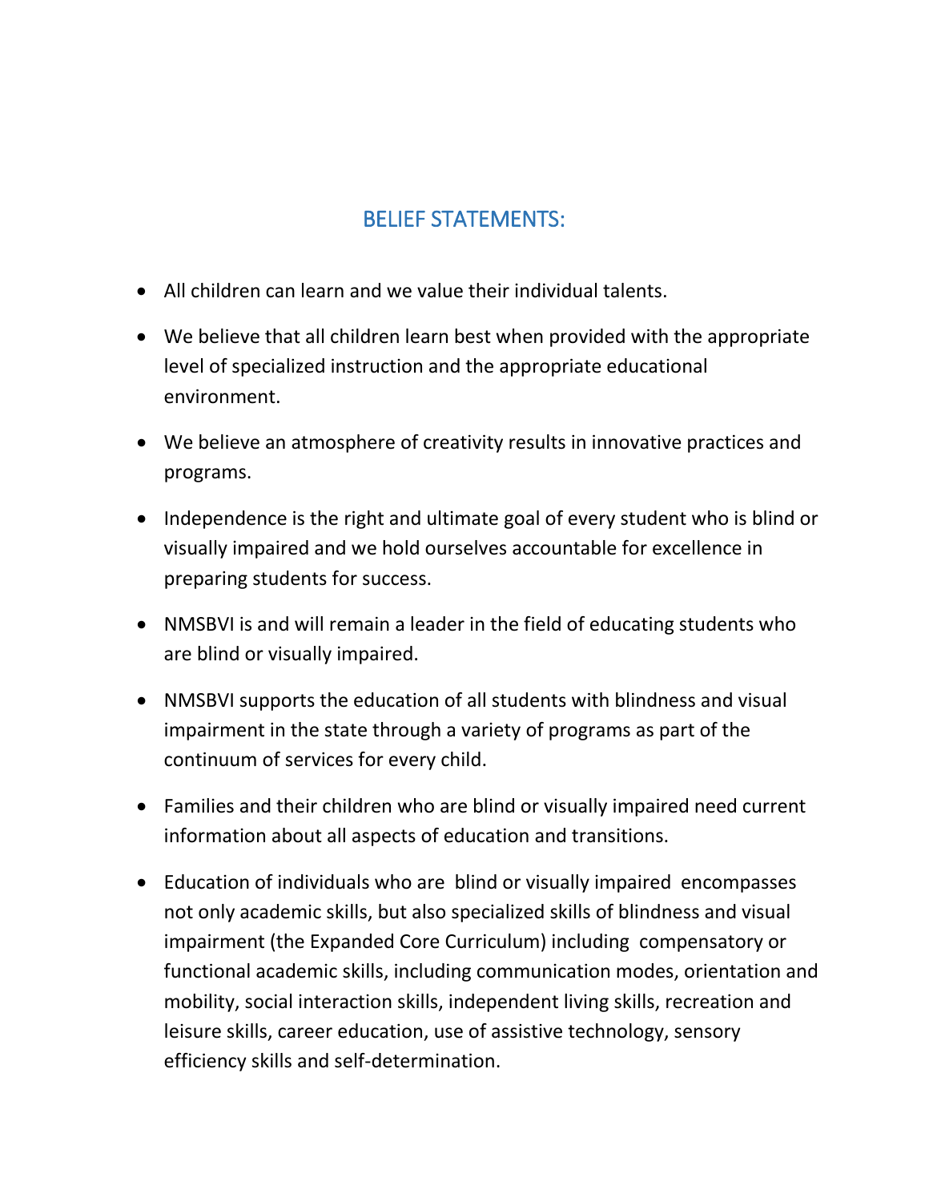## BELIEF STATEMENTS:

- All children can learn and we value their individual talents.
- We believe that all children learn best when provided with the appropriate level of specialized instruction and the appropriate educational environment.
- We believe an atmosphere of creativity results in innovative practices and programs.
- Independence is the right and ultimate goal of every student who is blind or visually impaired and we hold ourselves accountable for excellence in preparing students for success.
- NMSBVI is and will remain a leader in the field of educating students who are blind or visually impaired.
- NMSBVI supports the education of all students with blindness and visual impairment in the state through a variety of programs as part of the continuum of services for every child.
- Families and their children who are blind or visually impaired need current information about all aspects of education and transitions.
- Education of individuals who are blind or visually impaired encompasses not only academic skills, but also specialized skills of blindness and visual impairment (the Expanded Core Curriculum) including compensatory or functional academic skills, including communication modes, orientation and mobility, social interaction skills, independent living skills, recreation and leisure skills, career education, use of assistive technology, sensory efficiency skills and self-determination.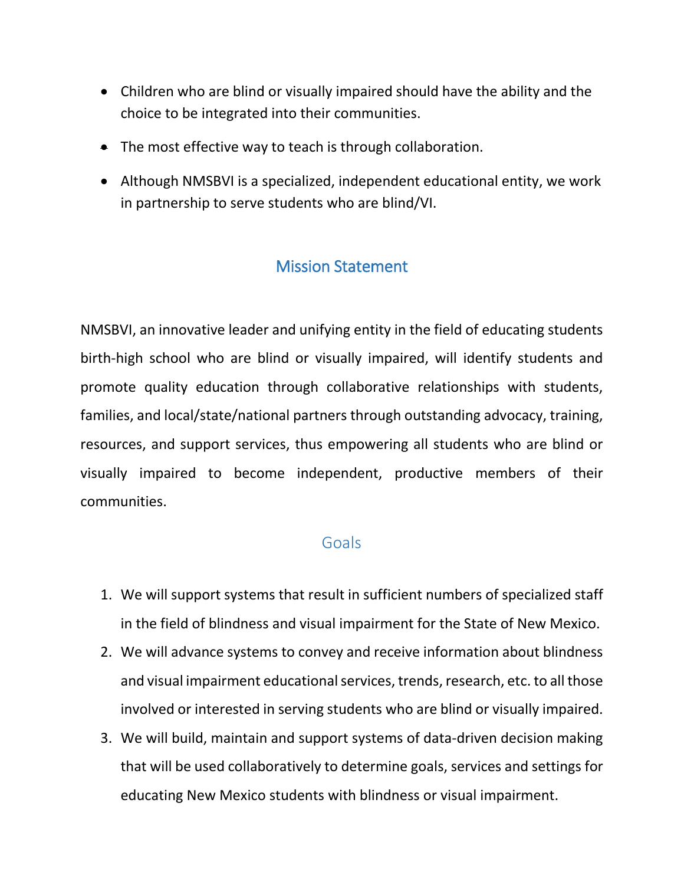- Children who are blind or visually impaired should have the ability and the choice to be integrated into their communities.
- The most effective way to teach is through collaboration.
- Although NMSBVI is a specialized, independent educational entity, we work in partnership to serve students who are blind/VI.

## Mission Statement

NMSBVI, an innovative leader and unifying entity in the field of educating students birth-high school who are blind or visually impaired, will identify students and promote quality education through collaborative relationships with students, families, and local/state/national partners through outstanding advocacy, training, resources, and support services, thus empowering all students who are blind or visually impaired to become independent, productive members of their communities.

## Goals

1. We will support systems that result in sufficient numbers of specialized staff in the field of blindness and visual impairment for the State of New Mexico.
2. We will advance systems to convey and receive information about blindness and visual impairment educational services, trends, research, etc. to all those involved or interested in serving students who are blind or visually impaired.
3. We will build, maintain and support systems of data-driven decision making that will be used collaboratively to determine goals, services and settings for educating New Mexico students with blindness or visual impairment.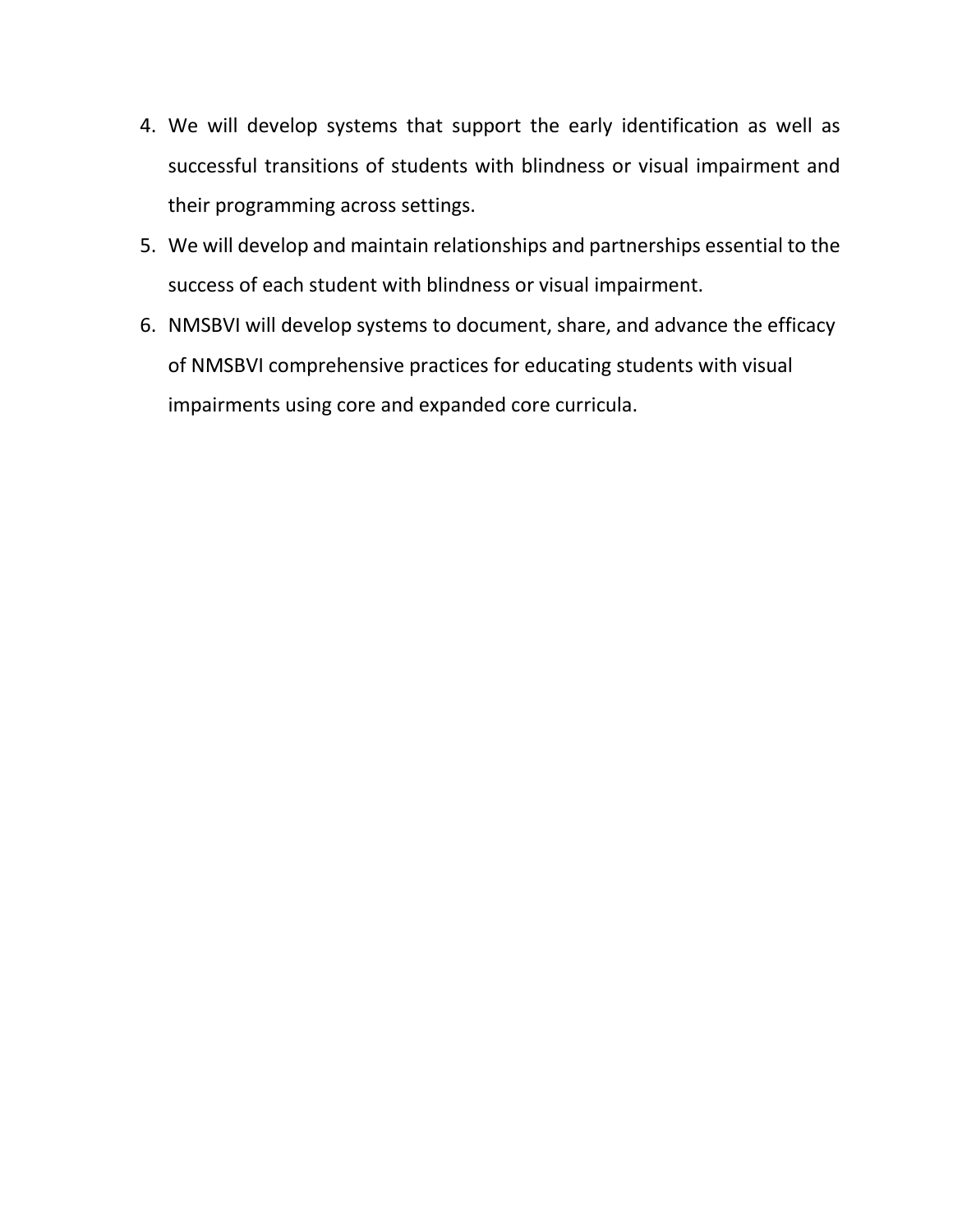4. We will develop systems that support the early identification as well as successful transitions of students with blindness or visual impairment and their programming across settings.
5. We will develop and maintain relationships and partnerships essential to the success of each student with blindness or visual impairment.
6. NMSBVI will develop systems to document, share, and advance the efficacy of NMSBVI comprehensive practices for educating students with visual impairments using core and expanded core curricula.